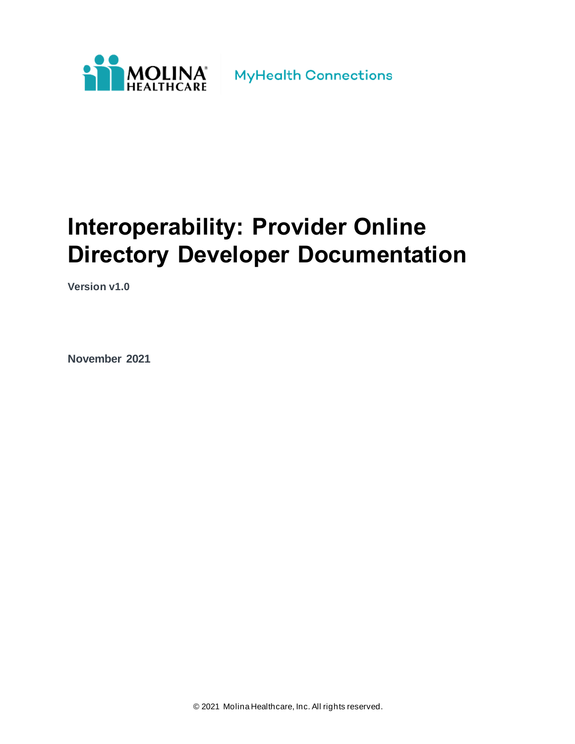MOLINA HEALTHCARE | MyHealth Connections

# Interoperability: Provider Online Directory Developer Documentation

**Version v1.0**

**November 2021**

© 2021 Molina Healthcare, Inc. All rights reserved.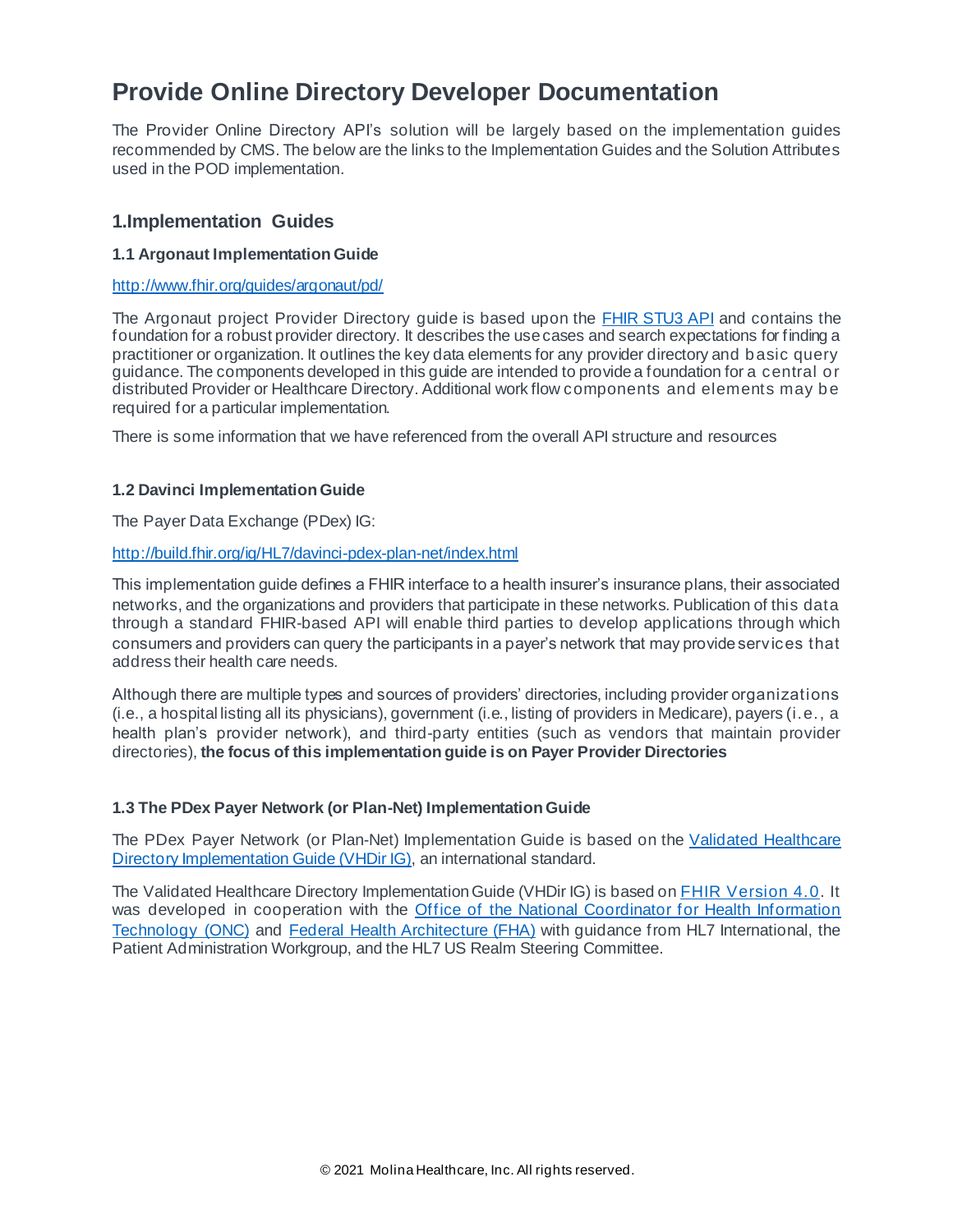# Provide Online Directory Developer Documentation

The Provider Online Directory API's solution will be largely based on the implementation guides recommended by CMS. The below are the links to the Implementation Guides and the Solution Attributes used in the POD implementation.

## 1.Implementation Guides

### 1.1 Argonaut Implementation Guide

http://www.fhir.org/guides/argonaut/pd/

The Argonaut project Provider Directory guide is based upon the FHIR STU3 API and contains the foundation for a robust provider directory. It describes the use cases and search expectations for finding a practitioner or organization. It outlines the key data elements for any provider directory and basic query guidance. The components developed in this guide are intended to provide a foundation for a central or distributed Provider or Healthcare Directory. Additional work flow components and elements may be required for a particular implementation.

There is some information that we have referenced from the overall API structure and resources

### 1.2 Davinci Implementation Guide

The Payer Data Exchange (PDex) IG:

http://build.fhir.org/ig/HL7/davinci-pdex-plan-net/index.html

This implementation guide defines a FHIR interface to a health insurer's insurance plans, their associated networks, and the organizations and providers that participate in these networks. Publication of this data through a standard FHIR-based API will enable third parties to develop applications through which consumers and providers can query the participants in a payer's network that may provide services that address their health care needs.

Although there are multiple types and sources of providers' directories, including provider organizations (i.e., a hospital listing all its physicians), government (i.e., listing of providers in Medicare), payers (i.e., a health plan's provider network), and third-party entities (such as vendors that maintain provider directories), **the focus of this implementation guide is on Payer Provider Directories**

### 1.3 The PDex Payer Network (or Plan-Net) Implementation Guide

The PDex Payer Network (or Plan-Net) Implementation Guide is based on the Validated Healthcare Directory Implementation Guide (VHDir IG), an international standard.

The Validated Healthcare Directory Implementation Guide (VHDir IG) is based on FHIR Version 4.0. It was developed in cooperation with the Office of the National Coordinator for Health Information Technology (ONC) and Federal Health Architecture (FHA) with guidance from HL7 International, the Patient Administration Workgroup, and the HL7 US Realm Steering Committee.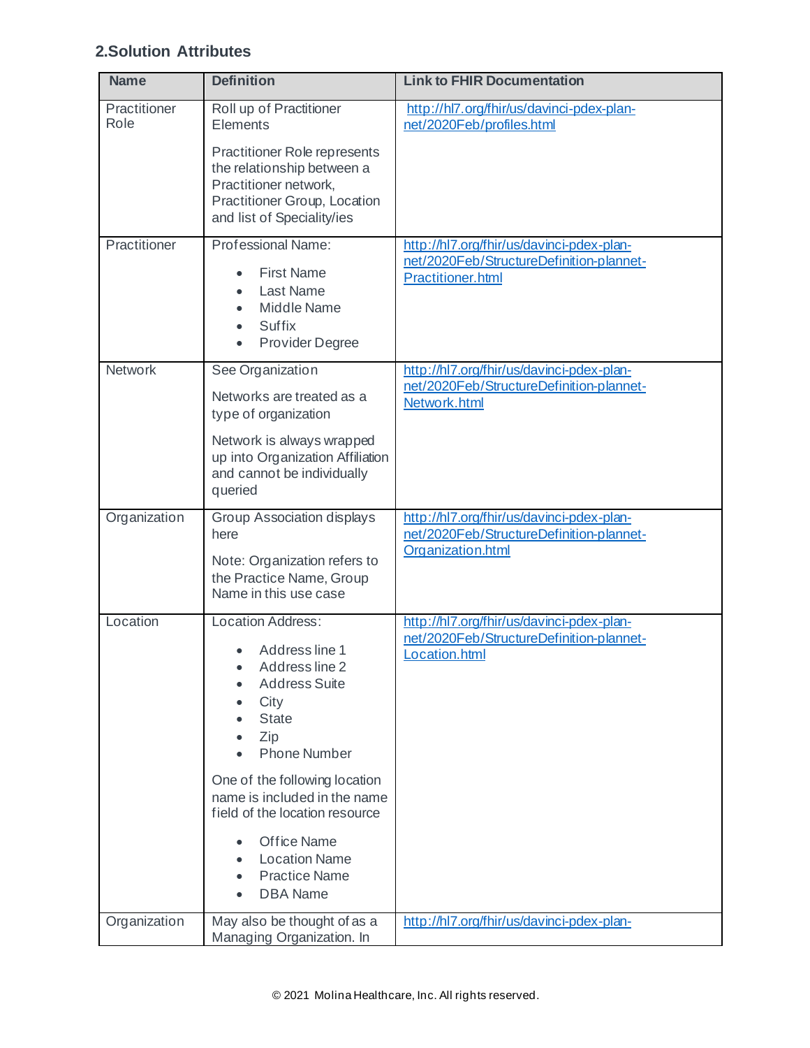## 2.Solution Attributes

| Name | Definition | Link to FHIR Documentation |
|---|---|---|
| Practitioner Role | Roll up of Practitioner Elements<br><br>Practitioner Role represents the relationship between a Practitioner network, Practitioner Group, Location and list of Speciality/ies | http://hl7.org/fhir/us/davinci-pdex-plan-net/2020Feb/profiles.html |
| Practitioner | Professional Name:<br>• First Name<br>• Last Name<br>• Middle Name<br>• Suffix<br>• Provider Degree | http://hl7.org/fhir/us/davinci-pdex-plan-net/2020Feb/StructureDefinition-plannet-Practitioner.html |
| Network | See Organization<br><br>Networks are treated as a type of organization<br><br>Network is always wrapped up into Organization Affiliation and cannot be individually queried | http://hl7.org/fhir/us/davinci-pdex-plan-net/2020Feb/StructureDefinition-plannet-Network.html |
| Organization | Group Association displays here<br><br>Note: Organization refers to the Practice Name, Group Name in this use case | http://hl7.org/fhir/us/davinci-pdex-plan-net/2020Feb/StructureDefinition-plannet-Organization.html |
| Location | Location Address:<br>• Address line 1<br>• Address line 2<br>• Address Suite<br>• City<br>• State<br>• Zip<br>• Phone Number<br><br>One of the following location name is included in the name field of the location resource<br>• Office Name<br>• Location Name<br>• Practice Name<br>• DBA Name | http://hl7.org/fhir/us/davinci-pdex-plan-net/2020Feb/StructureDefinition-plannet-Location.html |
| Organization | May also be thought of as a Managing Organization. In | http://hl7.org/fhir/us/davinci-pdex-plan- |

© 2021 Molina Healthcare, Inc. All rights reserved.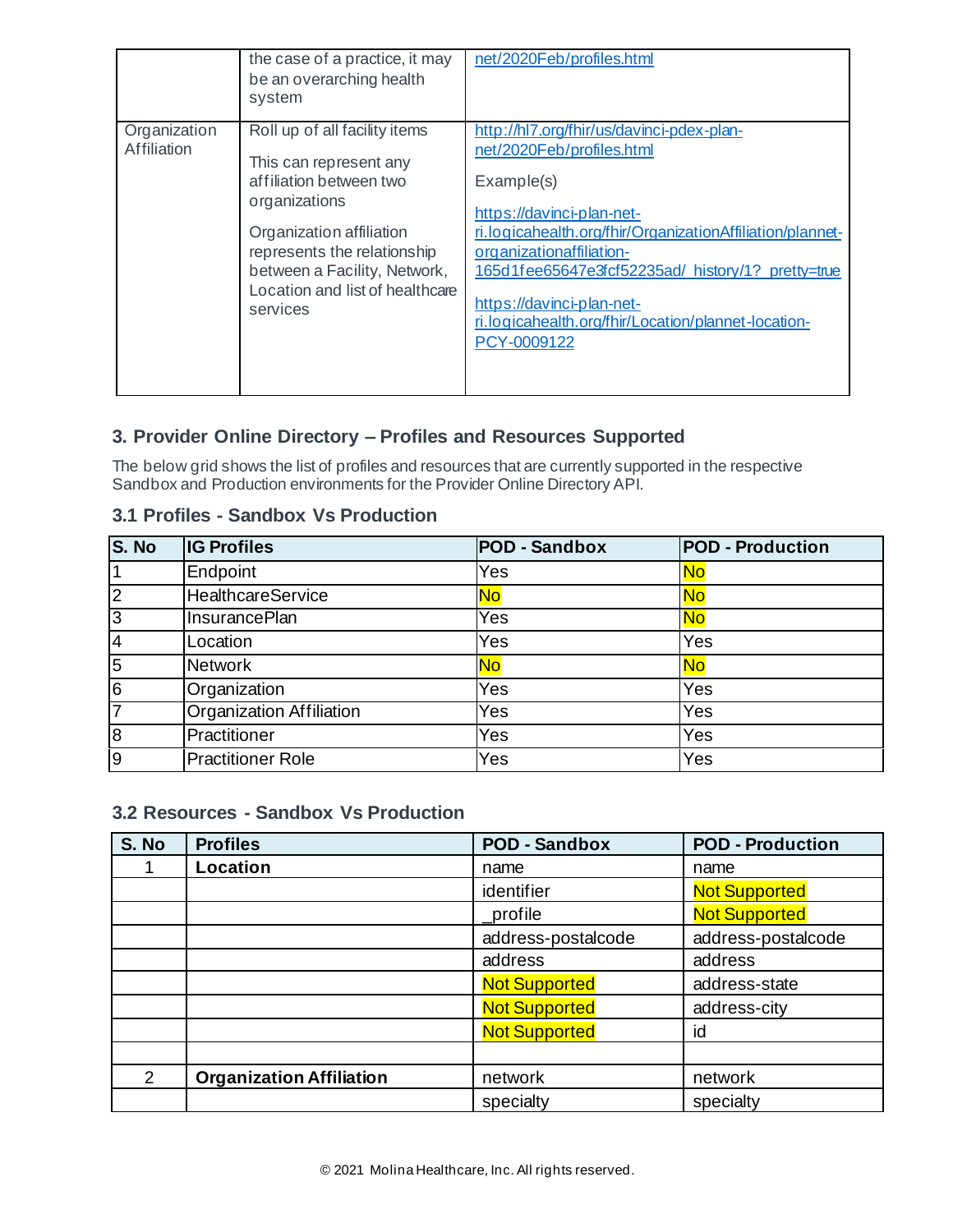| | the case of a practice, it may be an overarching health system | net/2020Feb/profiles.html |
|---|---|---|
| Organization Affiliation | Roll up of all facility items<br><br>This can represent any affiliation between two organizations<br><br>Organization affiliation represents the relationship between a Facility, Network, Location and list of healthcare services | http://hl7.org/fhir/us/davinci-pdex-plan-net/2020Feb/profiles.html<br><br>Example(s)<br><br>https://davinci-plan-net-ri.logicahealth.org/fhir/OrganizationAffiliation/plannet-organizationaffiliation-165d1fee65647e3fcf52235ad/_history/1?_pretty=true<br><br>https://davinci-plan-net-ri.logicahealth.org/fhir/Location/plannet-location-PCY-0009122 |

## 3. Provider Online Directory – Profiles and Resources Supported

The below grid shows the list of profiles and resources that are currently supported in the respective Sandbox and Production environments for the Provider Online Directory API.

### 3.1 Profiles - Sandbox Vs Production

| S. No | IG Profiles | POD - Sandbox | POD - Production |
|---|---|---|---|
| 1 | Endpoint | Yes | No |
| 2 | HealthcareService | No | No |
| 3 | InsurancePlan | Yes | No |
| 4 | Location | Yes | Yes |
| 5 | Network | No | No |
| 6 | Organization | Yes | Yes |
| 7 | Organization Affiliation | Yes | Yes |
| 8 | Practitioner | Yes | Yes |
| 9 | Practitioner Role | Yes | Yes |

### 3.2 Resources - Sandbox Vs Production

| S. No | Profiles | POD - Sandbox | POD - Production |
|---|---|---|---|
| 1 | **Location** | name | name |
| | | identifier | Not Supported |
| | | _profile | Not Supported |
| | | address-postalcode | address-postalcode |
| | | address | address |
| | | Not Supported | address-state |
| | | Not Supported | address-city |
| | | Not Supported | id |
| | | | |
| 2 | **Organization Affiliation** | network | network |
| | | specialty | specialty |

© 2021 Molina Healthcare, Inc. All rights reserved.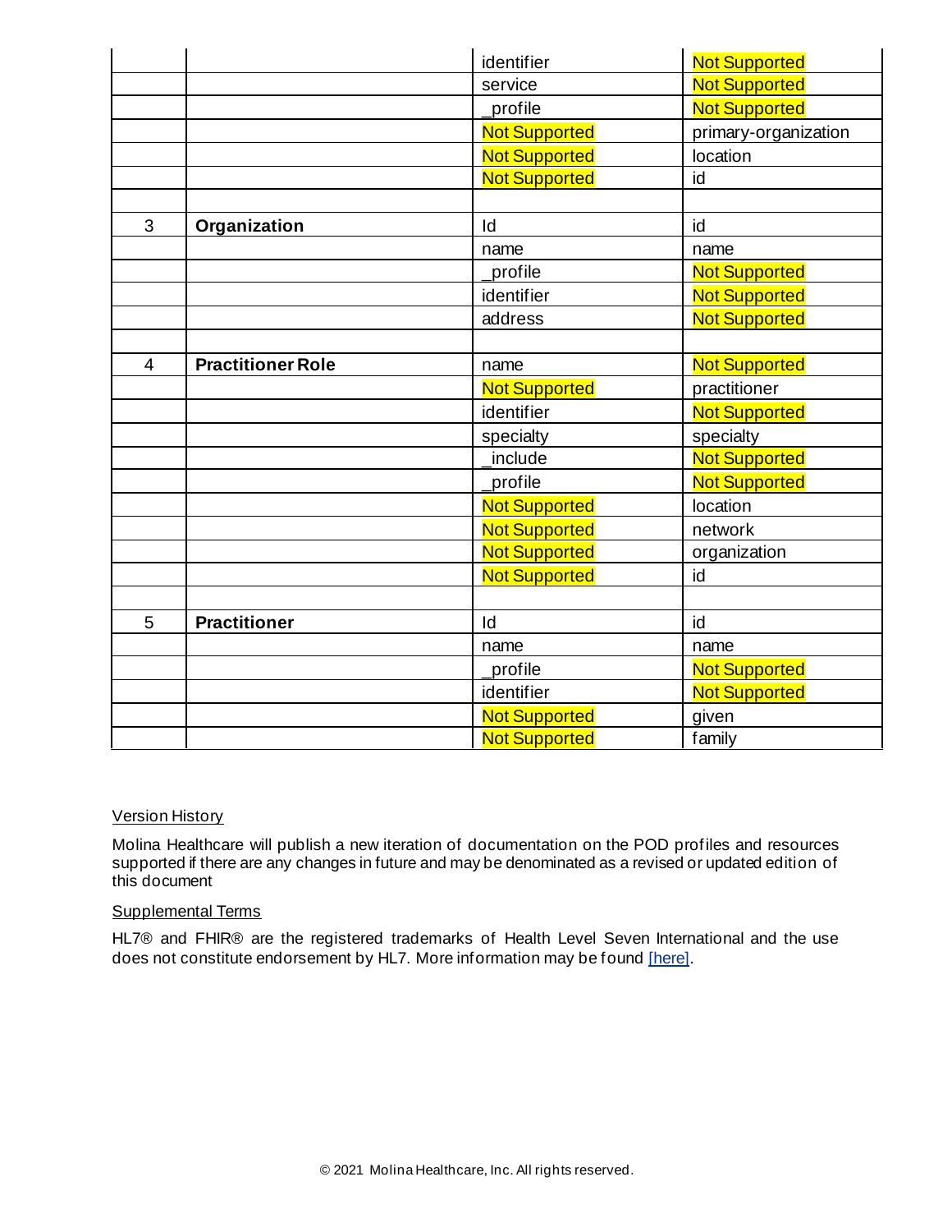| | | | |
|---|---|---|---|
| | | identifier | Not Supported |
| | | service | Not Supported |
| | | _profile | Not Supported |
| | | Not Supported | primary-organization |
| | | Not Supported | location |
| | | Not Supported | id |
| | | | |
| 3 | **Organization** | Id | id |
| | | name | name |
| | | _profile | Not Supported |
| | | identifier | Not Supported |
| | | address | Not Supported |
| | | | |
| 4 | **Practitioner Role** | name | Not Supported |
| | | Not Supported | practitioner |
| | | identifier | Not Supported |
| | | specialty | specialty |
| | | _include | Not Supported |
| | | _profile | Not Supported |
| | | Not Supported | location |
| | | Not Supported | network |
| | | Not Supported | organization |
| | | Not Supported | id |
| | | | |
| 5 | **Practitioner** | Id | id |
| | | name | name |
| | | _profile | Not Supported |
| | | identifier | Not Supported |
| | | Not Supported | given |
| | | Not Supported | family |

Version History

Molina Healthcare will publish a new iteration of documentation on the POD profiles and resources supported if there are any changes in future and may be denominated as a revised or updated edition of this document

Supplemental Terms

HL7® and FHIR® are the registered trademarks of Health Level Seven International and the use does not constitute endorsement by HL7. More information may be found [here].

© 2021 Molina Healthcare, Inc. All rights reserved.